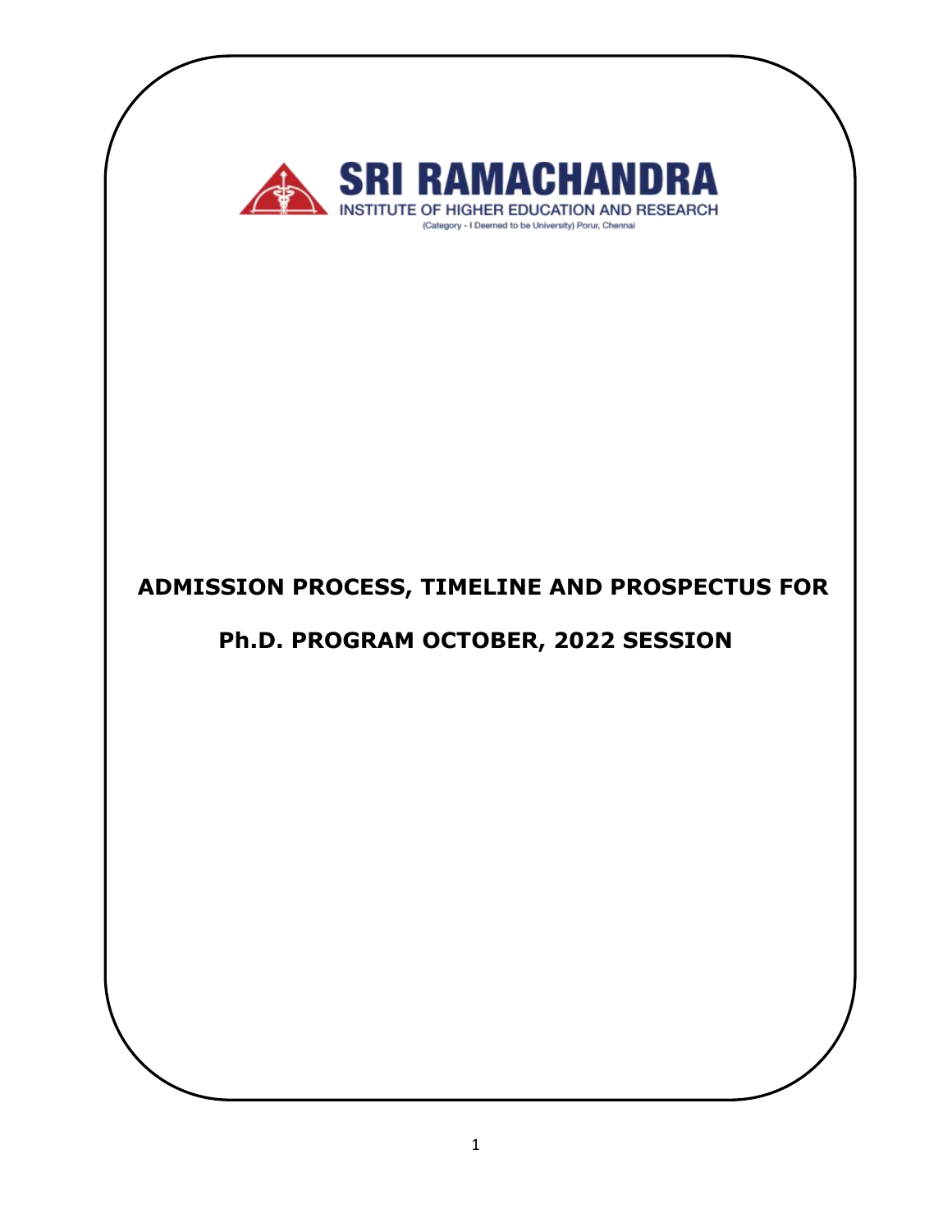**SRI RAMACHANDRA**

INSTITUTE OF HIGHER EDUCATION AND RESEARCH

(Category - I Deemed to be University) Porur, Chennai

# ADMISSION PROCESS, TIMELINE AND PROSPECTUS FOR

# Ph.D. PROGRAM OCTOBER, 2022 SESSION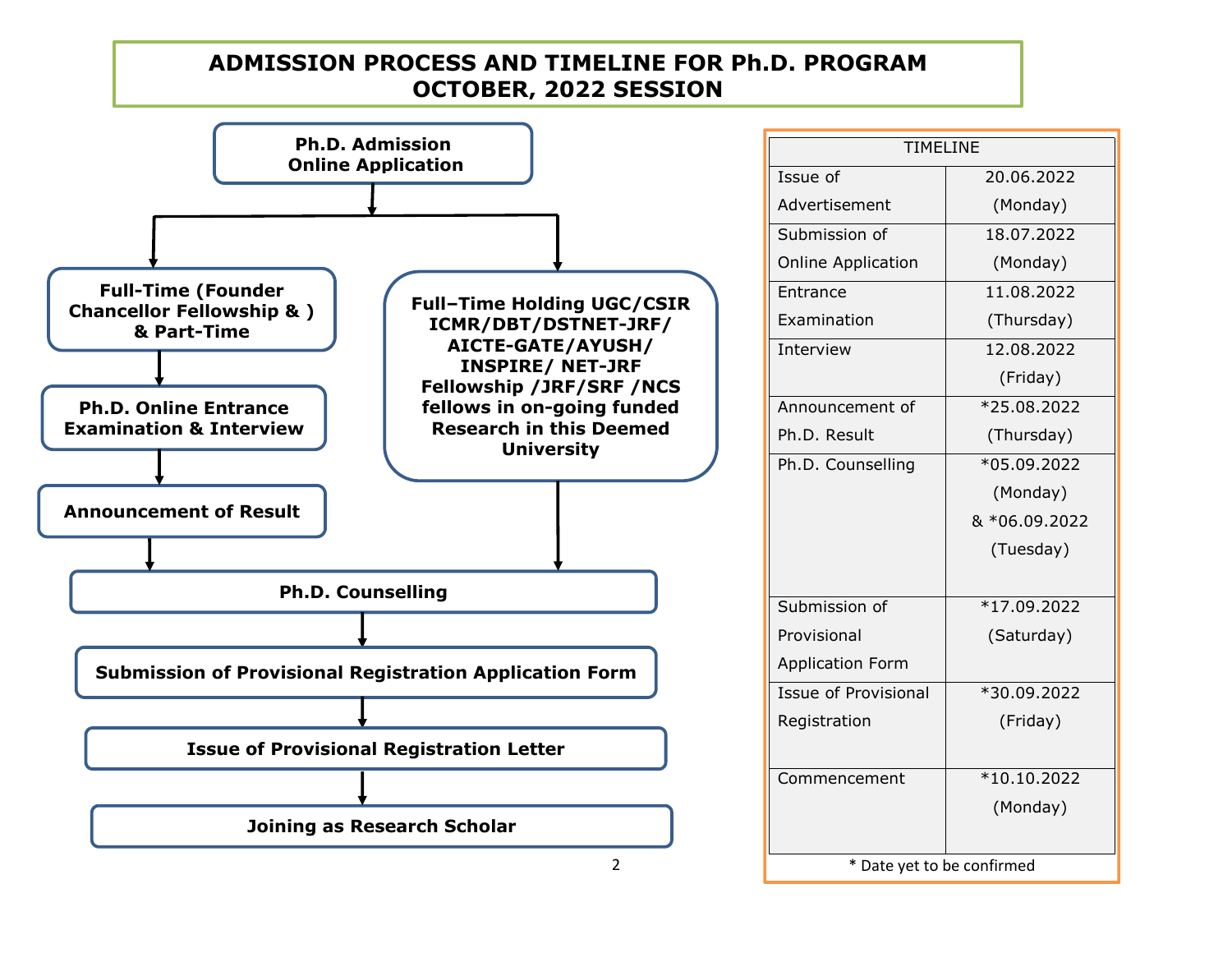# ADMISSION PROCESS AND TIMELINE FOR Ph.D. PROGRAM OCTOBER, 2022 SESSION

**Ph.D. Admission Online Application**

- **Full-Time (Founder Chancellor Fellowship & ) & Part-Time**
  - **Ph.D. Online Entrance Examination & Interview**
  - **Announcement of Result**
- **Full–Time Holding UGC/CSIR ICMR/DBT/DSTNET-JRF/ AICTE-GATE/AYUSH/ INSPIRE/ NET-JRF Fellowship /JRF/SRF /NCS fellows in on-going funded Research in this Deemed University**

**Ph.D. Counselling**

**Submission of Provisional Registration Application Form**

**Issue of Provisional Registration Letter**

**Joining as Research Scholar**

| TIMELINE | |
|---|---|
| Issue of Advertisement | 20.06.2022 (Monday) |
| Submission of Online Application | 18.07.2022 (Monday) |
| Entrance Examination | 11.08.2022 (Thursday) |
| Interview | 12.08.2022 (Friday) |
| Announcement of Ph.D. Result | *25.08.2022 (Thursday) |
| Ph.D. Counselling | *05.09.2022 (Monday) & *06.09.2022 (Tuesday) |
| Submission of Provisional Application Form | *17.09.2022 (Saturday) |
| Issue of Provisional Registration | *30.09.2022 (Friday) |
| Commencement | *10.10.2022 (Monday) |

\* Date yet to be confirmed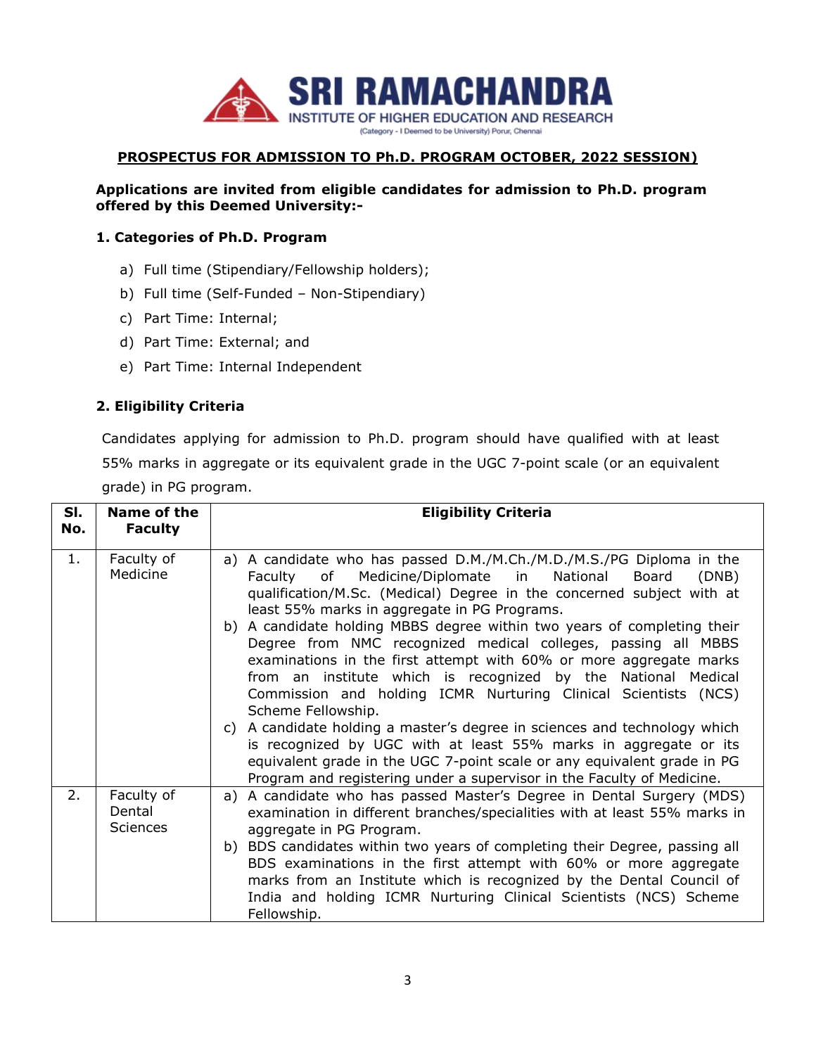SRI RAMACHANDRA
INSTITUTE OF HIGHER EDUCATION AND RESEARCH
(Category - I Deemed to be University) Porur, Chennai

## PROSPECTUS FOR ADMISSION TO Ph.D. PROGRAM OCTOBER, 2022 SESSION)

**Applications are invited from eligible candidates for admission to Ph.D. program offered by this Deemed University:-**

### 1. Categories of Ph.D. Program

a) Full time (Stipendiary/Fellowship holders);
b) Full time (Self-Funded – Non-Stipendiary)
c) Part Time: Internal;
d) Part Time: External; and
e) Part Time: Internal Independent

### 2. Eligibility Criteria

Candidates applying for admission to Ph.D. program should have qualified with at least 55% marks in aggregate or its equivalent grade in the UGC 7-point scale (or an equivalent grade) in PG program.

| Sl. No. | Name of the Faculty | Eligibility Criteria |
|---|---|---|
| 1. | Faculty of Medicine | a) A candidate who has passed D.M./M.Ch./M.D./M.S./PG Diploma in the Faculty of Medicine/Diplomate in National Board (DNB) qualification/M.Sc. (Medical) Degree in the concerned subject with at least 55% marks in aggregate in PG Programs. <br> b) A candidate holding MBBS degree within two years of completing their Degree from NMC recognized medical colleges, passing all MBBS examinations in the first attempt with 60% or more aggregate marks from an institute which is recognized by the National Medical Commission and holding ICMR Nurturing Clinical Scientists (NCS) Scheme Fellowship. <br> c) A candidate holding a master's degree in sciences and technology which is recognized by UGC with at least 55% marks in aggregate or its equivalent grade in the UGC 7-point scale or any equivalent grade in PG Program and registering under a supervisor in the Faculty of Medicine. |
| 2. | Faculty of Dental Sciences | a) A candidate who has passed Master's Degree in Dental Surgery (MDS) examination in different branches/specialities with at least 55% marks in aggregate in PG Program. <br> b) BDS candidates within two years of completing their Degree, passing all BDS examinations in the first attempt with 60% or more aggregate marks from an Institute which is recognized by the Dental Council of India and holding ICMR Nurturing Clinical Scientists (NCS) Scheme Fellowship. |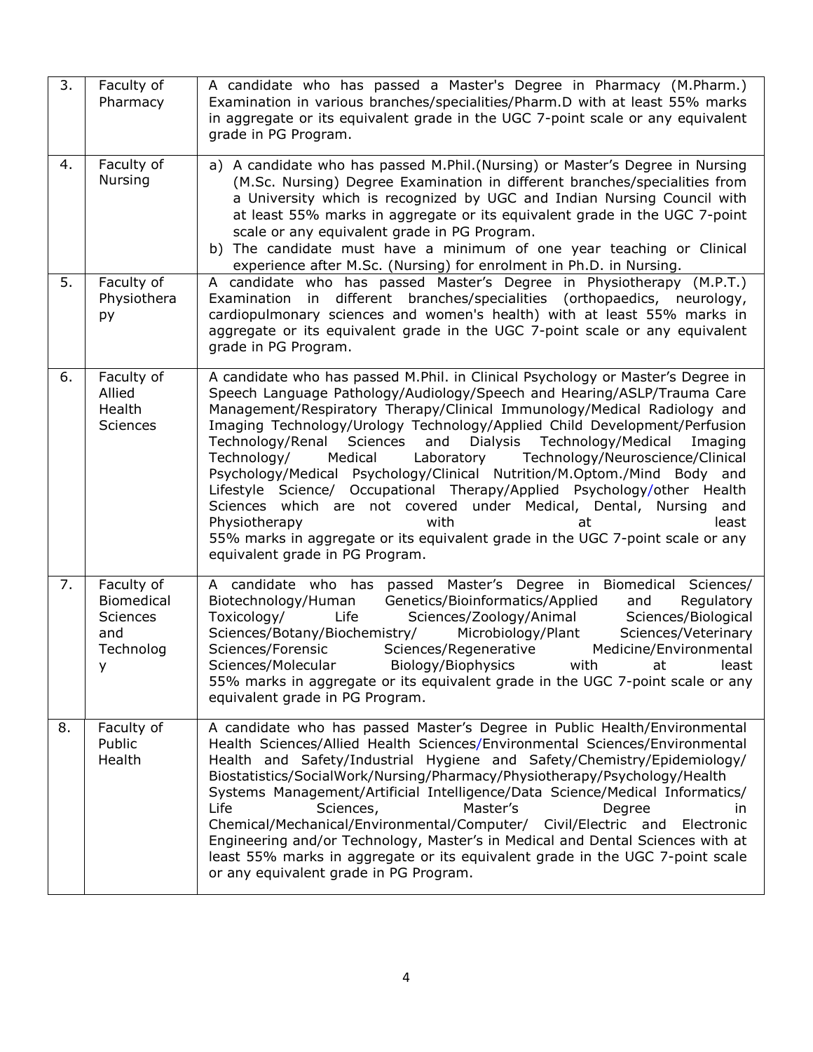| 3. | Faculty of Pharmacy | A candidate who has passed a Master's Degree in Pharmacy (M.Pharm.) Examination in various branches/specialities/Pharm.D with at least 55% marks in aggregate or its equivalent grade in the UGC 7-point scale or any equivalent grade in PG Program. |
|---|---|---|
| 4. | Faculty of Nursing | a) A candidate who has passed M.Phil.(Nursing) or Master's Degree in Nursing (M.Sc. Nursing) Degree Examination in different branches/specialities from a University which is recognized by UGC and Indian Nursing Council with at least 55% marks in aggregate or its equivalent grade in the UGC 7-point scale or any equivalent grade in PG Program.<br>b) The candidate must have a minimum of one year teaching or Clinical experience after M.Sc. (Nursing) for enrolment in Ph.D. in Nursing. |
| 5. | Faculty of Physiotherapy | A candidate who has passed Master's Degree in Physiotherapy (M.P.T.) Examination in different branches/specialities (orthopaedics, neurology, cardiopulmonary sciences and women's health) with at least 55% marks in aggregate or its equivalent grade in the UGC 7-point scale or any equivalent grade in PG Program. |
| 6. | Faculty of Allied Health Sciences | A candidate who has passed M.Phil. in Clinical Psychology or Master's Degree in Speech Language Pathology/Audiology/Speech and Hearing/ASLP/Trauma Care Management/Respiratory Therapy/Clinical Immunology/Medical Radiology and Imaging Technology/Urology Technology/Applied Child Development/Perfusion Technology/Renal Sciences and Dialysis Technology/Medical Imaging Technology/ Medical Laboratory Technology/Neuroscience/Clinical Psychology/Medical Psychology/Clinical Nutrition/M.Optom./Mind Body and Lifestyle Science/ Occupational Therapy/Applied Psychology/other Health Sciences which are not covered under Medical, Dental, Nursing and Physiotherapy with at least 55% marks in aggregate or its equivalent grade in the UGC 7-point scale or any equivalent grade in PG Program. |
| 7. | Faculty of Biomedical Sciences and Technology | A candidate who has passed Master's Degree in Biomedical Sciences/ Biotechnology/Human Genetics/Bioinformatics/Applied and Regulatory Toxicology/ Life Sciences/Zoology/Animal Sciences/Biological Sciences/Botany/Biochemistry/ Microbiology/Plant Sciences/Veterinary Sciences/Forensic Sciences/Regenerative Medicine/Environmental Sciences/Molecular Biology/Biophysics with at least 55% marks in aggregate or its equivalent grade in the UGC 7-point scale or any equivalent grade in PG Program. |
| 8. | Faculty of Public Health | A candidate who has passed Master's Degree in Public Health/Environmental Health Sciences/Allied Health Sciences/Environmental Sciences/Environmental Health and Safety/Industrial Hygiene and Safety/Chemistry/Epidemiology/ Biostatistics/SocialWork/Nursing/Pharmacy/Physiotherapy/Psychology/Health Systems Management/Artificial Intelligence/Data Science/Medical Informatics/ Life Sciences, Master's Degree in Chemical/Mechanical/Environmental/Computer/ Civil/Electric and Electronic Engineering and/or Technology, Master's in Medical and Dental Sciences with at least 55% marks in aggregate or its equivalent grade in the UGC 7-point scale or any equivalent grade in PG Program. |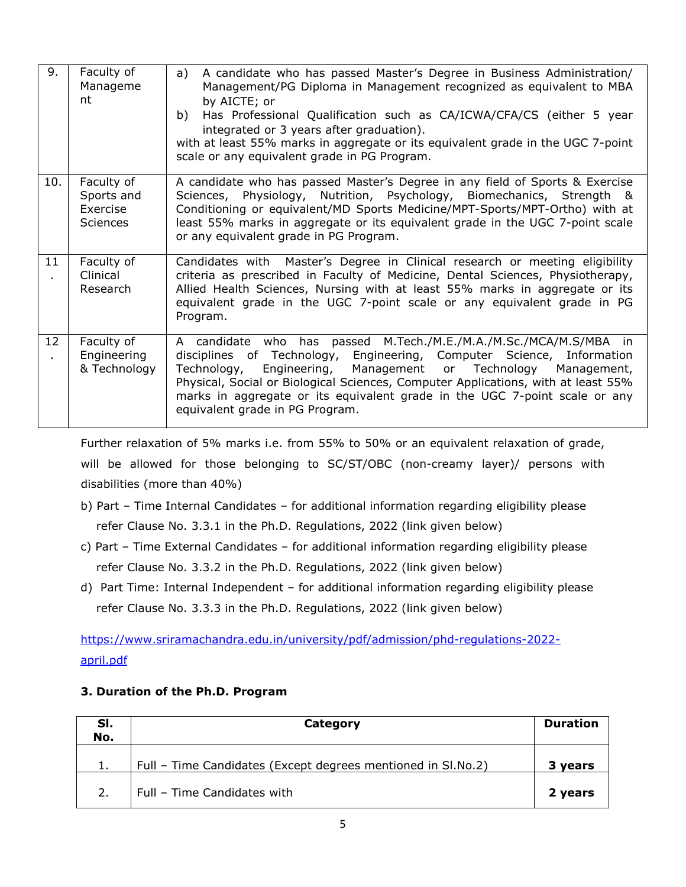| 9. | Faculty of Management | a) A candidate who has passed Master's Degree in Business Administration/ Management/PG Diploma in Management recognized as equivalent to MBA by AICTE; or<br>b) Has Professional Qualification such as CA/ICWA/CFA/CS (either 5 year integrated or 3 years after graduation).<br>with at least 55% marks in aggregate or its equivalent grade in the UGC 7-point scale or any equivalent grade in PG Program. |
|---|---|---|
| 10. | Faculty of Sports and Exercise Sciences | A candidate who has passed Master's Degree in any field of Sports & Exercise Sciences, Physiology, Nutrition, Psychology, Biomechanics, Strength & Conditioning or equivalent/MD Sports Medicine/MPT-Sports/MPT-Ortho) with at least 55% marks in aggregate or its equivalent grade in the UGC 7-point scale or any equivalent grade in PG Program. |
| 11. | Faculty of Clinical Research | Candidates with Master's Degree in Clinical research or meeting eligibility criteria as prescribed in Faculty of Medicine, Dental Sciences, Physiotherapy, Allied Health Sciences, Nursing with at least 55% marks in aggregate or its equivalent grade in the UGC 7-point scale or any equivalent grade in PG Program. |
| 12. | Faculty of Engineering & Technology | A candidate who has passed M.Tech./M.E./M.A./M.Sc./MCA/M.S/MBA in disciplines of Technology, Engineering, Computer Science, Information Technology, Engineering, Management or Technology Management, Physical, Social or Biological Sciences, Computer Applications, with at least 55% marks in aggregate or its equivalent grade in the UGC 7-point scale or any equivalent grade in PG Program. |

Further relaxation of 5% marks i.e. from 55% to 50% or an equivalent relaxation of grade, will be allowed for those belonging to SC/ST/OBC (non-creamy layer)/ persons with disabilities (more than 40%)

b) Part – Time Internal Candidates – for additional information regarding eligibility please refer Clause No. 3.3.1 in the Ph.D. Regulations, 2022 (link given below)

c) Part – Time External Candidates – for additional information regarding eligibility please refer Clause No. 3.3.2 in the Ph.D. Regulations, 2022 (link given below)

d) Part Time: Internal Independent – for additional information regarding eligibility please refer Clause No. 3.3.3 in the Ph.D. Regulations, 2022 (link given below)

https://www.sriramachandra.edu.in/university/pdf/admission/phd-regulations-2022-april.pdf

### 3. Duration of the Ph.D. Program

| Sl. No. | Category | Duration |
|---|---|---|
| 1. | Full – Time Candidates (Except degrees mentioned in Sl.No.2) | **3 years** |
| 2. | Full – Time Candidates with | **2 years** |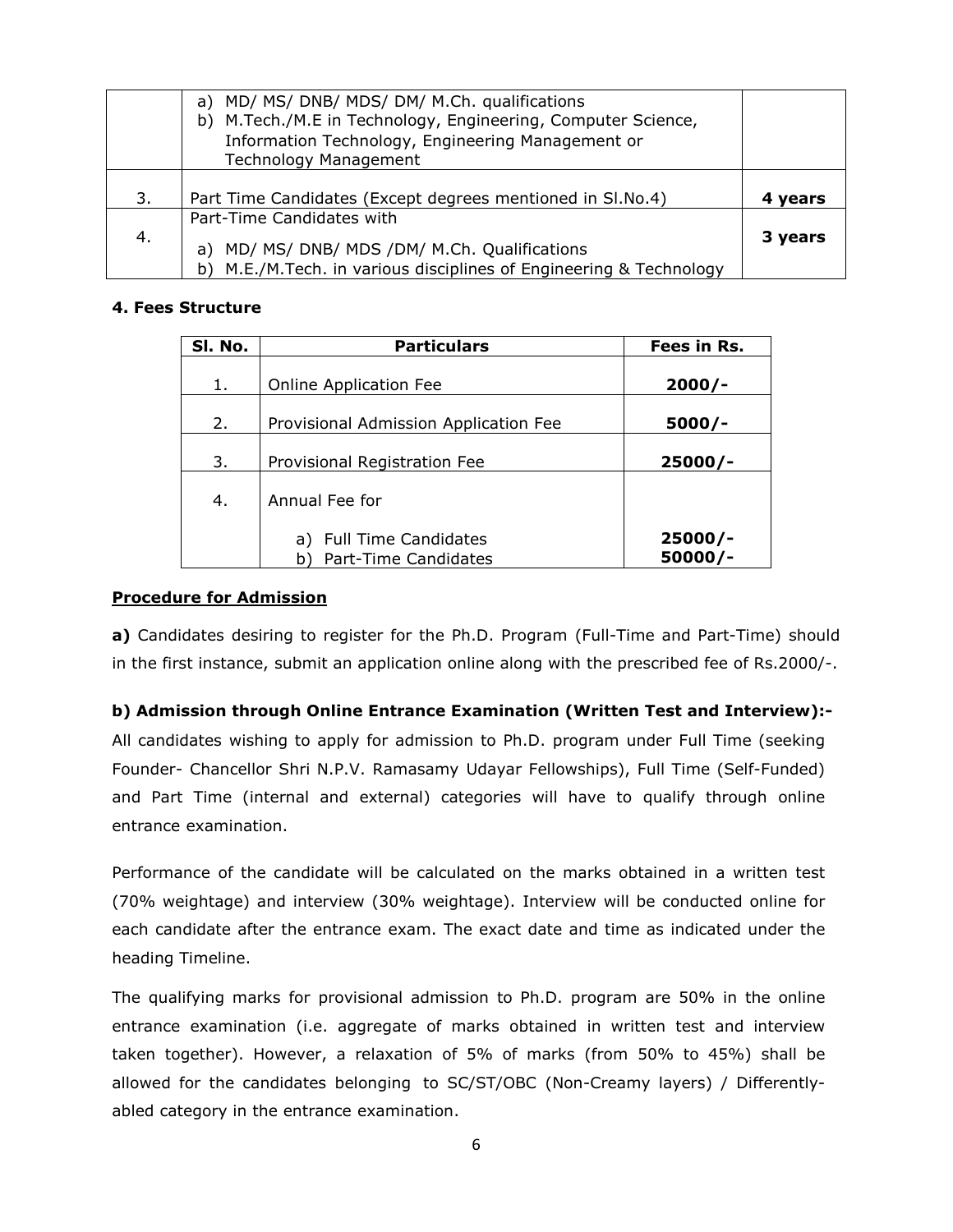|  |  |  |
|---|---|---|
|  | a) MD/ MS/ DNB/ MDS/ DM/ M.Ch. qualifications<br>b) M.Tech./M.E in Technology, Engineering, Computer Science, Information Technology, Engineering Management or Technology Management |  |
| 3. | Part Time Candidates (Except degrees mentioned in Sl.No.4) | **4 years** |
| 4. | Part-Time Candidates with<br>a) MD/ MS/ DNB/ MDS /DM/ M.Ch. Qualifications<br>b) M.E./M.Tech. in various disciplines of Engineering & Technology | **3 years** |

**4. Fees Structure**

| Sl. No. | Particulars | Fees in Rs. |
|---|---|---|
| 1. | Online Application Fee | **2000/-** |
| 2. | Provisional Admission Application Fee | **5000/-** |
| 3. | Provisional Registration Fee | **25000/-** |
| 4. | Annual Fee for<br>a) Full Time Candidates<br>b) Part-Time Candidates | <br>**25000/-**<br>**50000/-** |

**Procedure for Admission**

**a)** Candidates desiring to register for the Ph.D. Program (Full-Time and Part-Time) should in the first instance, submit an application online along with the prescribed fee of Rs.2000/-.

**b) Admission through Online Entrance Examination (Written Test and Interview):-**

All candidates wishing to apply for admission to Ph.D. program under Full Time (seeking Founder- Chancellor Shri N.P.V. Ramasamy Udayar Fellowships), Full Time (Self-Funded) and Part Time (internal and external) categories will have to qualify through online entrance examination.

Performance of the candidate will be calculated on the marks obtained in a written test (70% weightage) and interview (30% weightage). Interview will be conducted online for each candidate after the entrance exam. The exact date and time as indicated under the heading Timeline.

The qualifying marks for provisional admission to Ph.D. program are 50% in the online entrance examination (i.e. aggregate of marks obtained in written test and interview taken together). However, a relaxation of 5% of marks (from 50% to 45%) shall be allowed for the candidates belonging to SC/ST/OBC (Non-Creamy layers) / Differently-abled category in the entrance examination.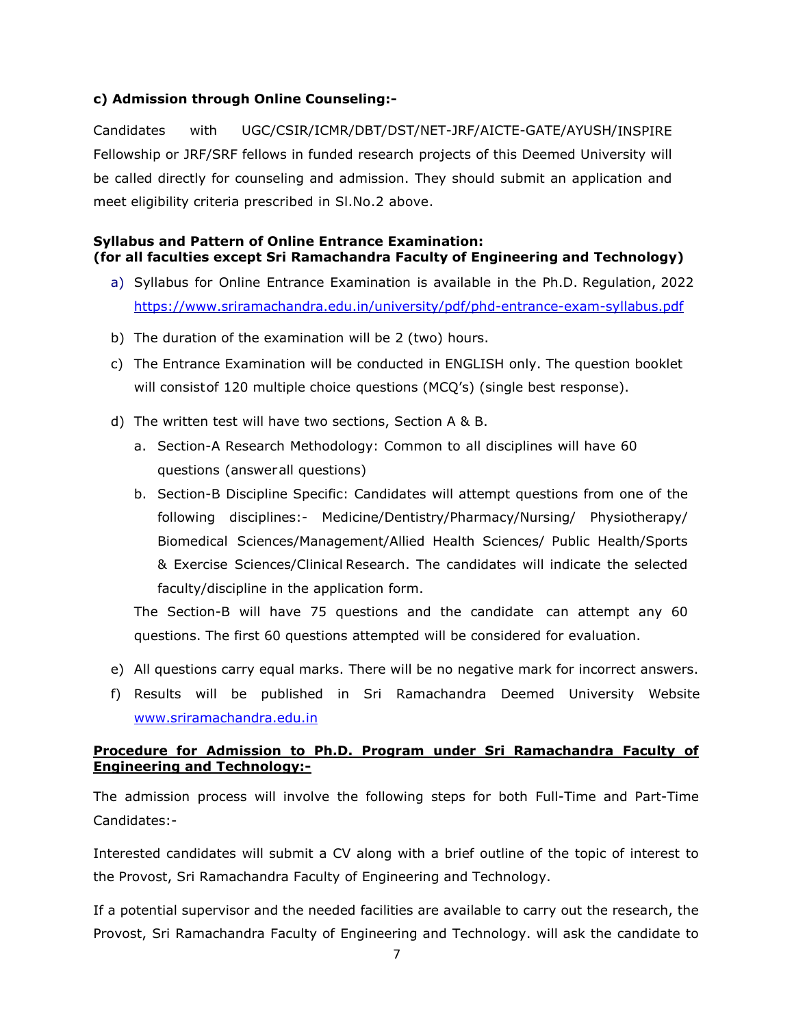**c) Admission through Online Counseling:-**

Candidates with UGC/CSIR/ICMR/DBT/DST/NET-JRF/AICTE-GATE/AYUSH/INSPIRE Fellowship or JRF/SRF fellows in funded research projects of this Deemed University will be called directly for counseling and admission. They should submit an application and meet eligibility criteria prescribed in Sl.No.2 above.

**Syllabus and Pattern of Online Entrance Examination:**
**(for all faculties except Sri Ramachandra Faculty of Engineering and Technology)**

a) Syllabus for Online Entrance Examination is available in the Ph.D. Regulation, 2022 https://www.sriramachandra.edu.in/university/pdf/phd-entrance-exam-syllabus.pdf

b) The duration of the examination will be 2 (two) hours.

c) The Entrance Examination will be conducted in ENGLISH only. The question booklet will consist of 120 multiple choice questions (MCQ's) (single best response).

d) The written test will have two sections, Section A & B.

   a. Section-A Research Methodology: Common to all disciplines will have 60 questions (answer all questions)

   b. Section-B Discipline Specific: Candidates will attempt questions from one of the following disciplines:- Medicine/Dentistry/Pharmacy/Nursing/ Physiotherapy/ Biomedical Sciences/Management/Allied Health Sciences/ Public Health/Sports & Exercise Sciences/Clinical Research. The candidates will indicate the selected faculty/discipline in the application form.

   The Section-B will have 75 questions and the candidate can attempt any 60 questions. The first 60 questions attempted will be considered for evaluation.

e) All questions carry equal marks. There will be no negative mark for incorrect answers.

f) Results will be published in Sri Ramachandra Deemed University Website www.sriramachandra.edu.in

**<u>Procedure for Admission to Ph.D. Program under Sri Ramachandra Faculty of Engineering and Technology:-</u>**

The admission process will involve the following steps for both Full-Time and Part-Time Candidates:-

Interested candidates will submit a CV along with a brief outline of the topic of interest to the Provost, Sri Ramachandra Faculty of Engineering and Technology.

If a potential supervisor and the needed facilities are available to carry out the research, the Provost, Sri Ramachandra Faculty of Engineering and Technology. will ask the candidate to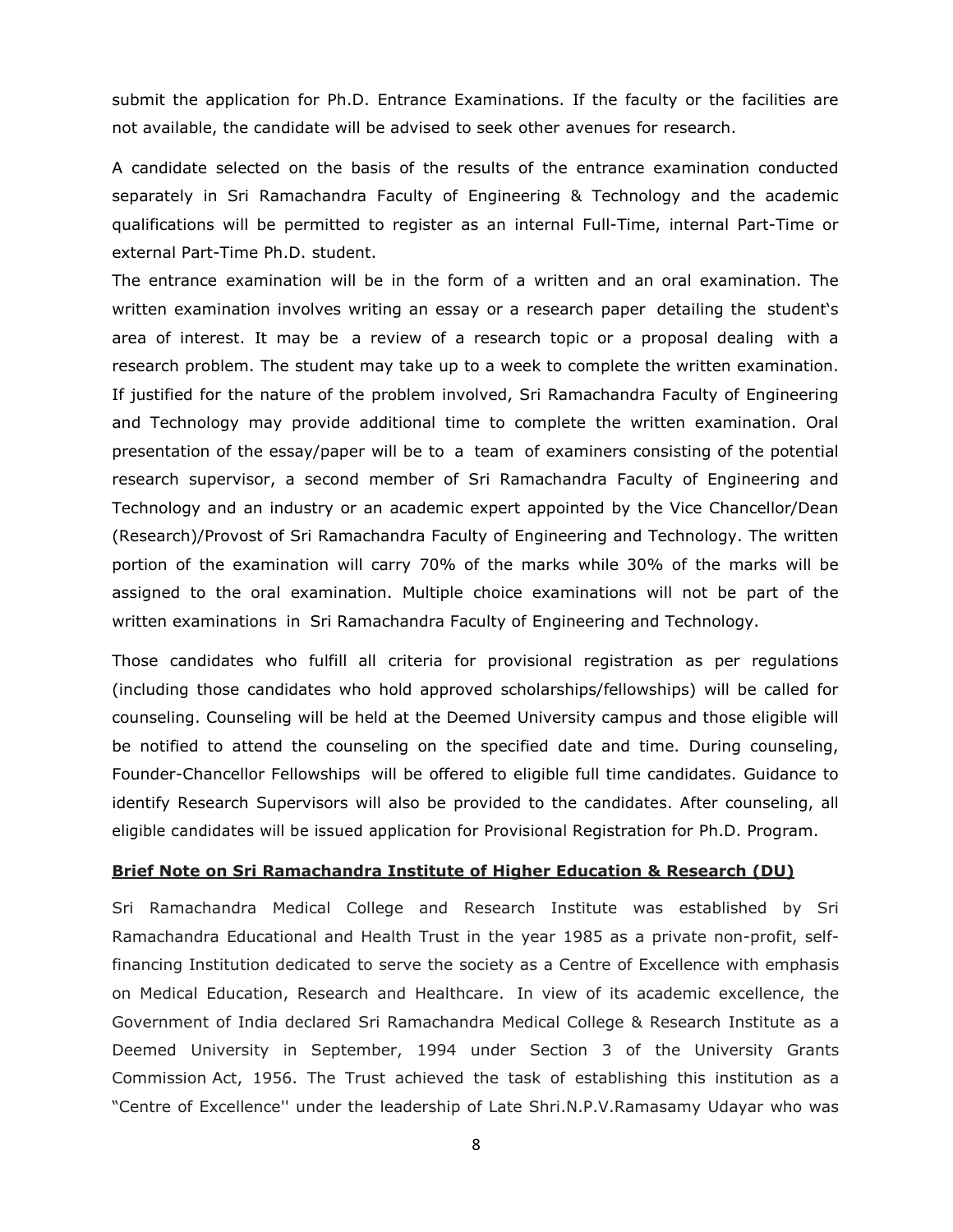submit the application for Ph.D. Entrance Examinations. If the faculty or the facilities are not available, the candidate will be advised to seek other avenues for research.

A candidate selected on the basis of the results of the entrance examination conducted separately in Sri Ramachandra Faculty of Engineering & Technology and the academic qualifications will be permitted to register as an internal Full-Time, internal Part-Time or external Part-Time Ph.D. student.

The entrance examination will be in the form of a written and an oral examination. The written examination involves writing an essay or a research paper detailing the student's area of interest. It may be a review of a research topic or a proposal dealing with a research problem. The student may take up to a week to complete the written examination. If justified for the nature of the problem involved, Sri Ramachandra Faculty of Engineering and Technology may provide additional time to complete the written examination. Oral presentation of the essay/paper will be to a team of examiners consisting of the potential research supervisor, a second member of Sri Ramachandra Faculty of Engineering and Technology and an industry or an academic expert appointed by the Vice Chancellor/Dean (Research)/Provost of Sri Ramachandra Faculty of Engineering and Technology. The written portion of the examination will carry 70% of the marks while 30% of the marks will be assigned to the oral examination. Multiple choice examinations will not be part of the written examinations in Sri Ramachandra Faculty of Engineering and Technology.

Those candidates who fulfill all criteria for provisional registration as per regulations (including those candidates who hold approved scholarships/fellowships) will be called for counseling. Counseling will be held at the Deemed University campus and those eligible will be notified to attend the counseling on the specified date and time. During counseling, Founder-Chancellor Fellowships will be offered to eligible full time candidates. Guidance to identify Research Supervisors will also be provided to the candidates. After counseling, all eligible candidates will be issued application for Provisional Registration for Ph.D. Program.

**Brief Note on Sri Ramachandra Institute of Higher Education & Research (DU)**

Sri Ramachandra Medical College and Research Institute was established by Sri Ramachandra Educational and Health Trust in the year 1985 as a private non-profit, self-financing Institution dedicated to serve the society as a Centre of Excellence with emphasis on Medical Education, Research and Healthcare. In view of its academic excellence, the Government of India declared Sri Ramachandra Medical College & Research Institute as a Deemed University in September, 1994 under Section 3 of the University Grants Commission Act, 1956. The Trust achieved the task of establishing this institution as a "Centre of Excellence'' under the leadership of Late Shri.N.P.V.Ramasamy Udayar who was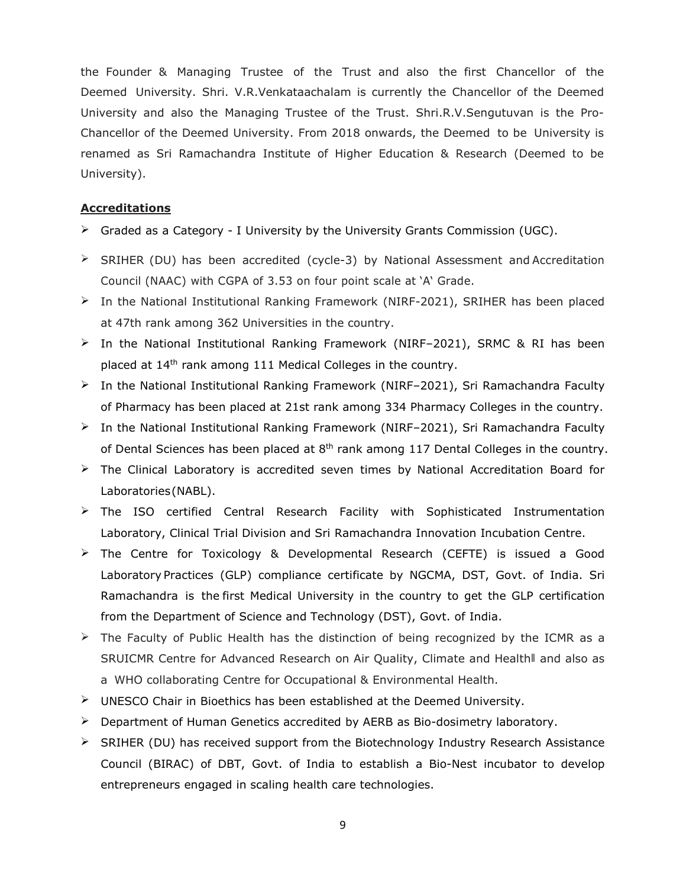the Founder & Managing Trustee of the Trust and also the first Chancellor of the Deemed University. Shri. V.R.Venkataachalam is currently the Chancellor of the Deemed University and also the Managing Trustee of the Trust. Shri.R.V.Sengutuvan is the Pro-Chancellor of the Deemed University. From 2018 onwards, the Deemed to be University is renamed as Sri Ramachandra Institute of Higher Education & Research (Deemed to be University).

**Accreditations**

- Graded as a Category - I University by the University Grants Commission (UGC).
- SRIHER (DU) has been accredited (cycle-3) by National Assessment and Accreditation Council (NAAC) with CGPA of 3.53 on four point scale at 'A' Grade.
- In the National Institutional Ranking Framework (NIRF-2021), SRIHER has been placed at 47th rank among 362 Universities in the country.
- In the National Institutional Ranking Framework (NIRF–2021), SRMC & RI has been placed at 14th rank among 111 Medical Colleges in the country.
- In the National Institutional Ranking Framework (NIRF–2021), Sri Ramachandra Faculty of Pharmacy has been placed at 21st rank among 334 Pharmacy Colleges in the country.
- In the National Institutional Ranking Framework (NIRF–2021), Sri Ramachandra Faculty of Dental Sciences has been placed at 8th rank among 117 Dental Colleges in the country.
- The Clinical Laboratory is accredited seven times by National Accreditation Board for Laboratories(NABL).
- The ISO certified Central Research Facility with Sophisticated Instrumentation Laboratory, Clinical Trial Division and Sri Ramachandra Innovation Incubation Centre.
- The Centre for Toxicology & Developmental Research (CEFTE) is issued a Good Laboratory Practices (GLP) compliance certificate by NGCMA, DST, Govt. of India. Sri Ramachandra is the first Medical University in the country to get the GLP certification from the Department of Science and Technology (DST), Govt. of India.
- The Faculty of Public Health has the distinction of being recognized by the ICMR as a SRUICMR Centre for Advanced Research on Air Quality, Climate and Health‖ and also as a WHO collaborating Centre for Occupational & Environmental Health.
- UNESCO Chair in Bioethics has been established at the Deemed University.
- Department of Human Genetics accredited by AERB as Bio-dosimetry laboratory.
- SRIHER (DU) has received support from the Biotechnology Industry Research Assistance Council (BIRAC) of DBT, Govt. of India to establish a Bio-Nest incubator to develop entrepreneurs engaged in scaling health care technologies.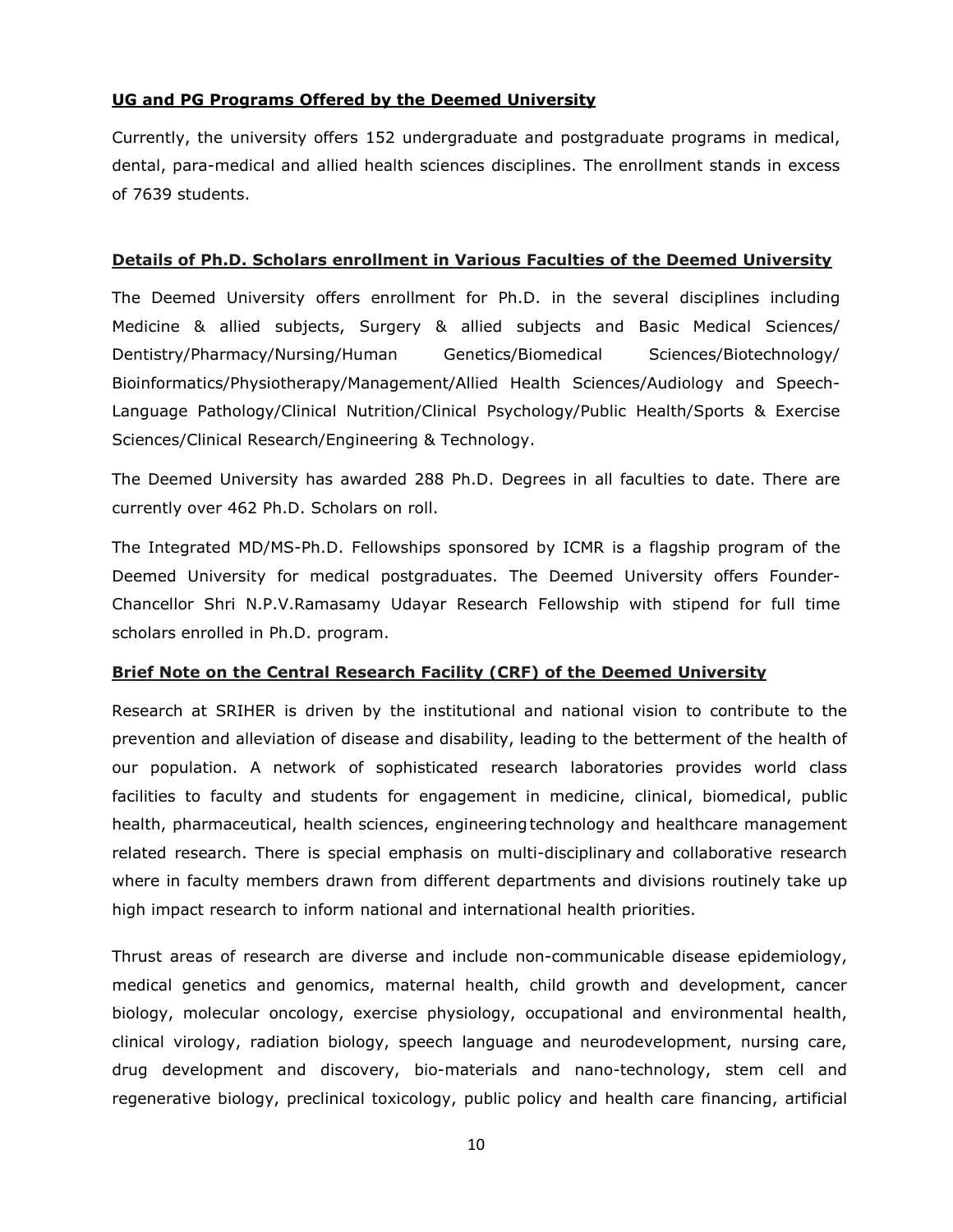**UG and PG Programs Offered by the Deemed University**

Currently, the university offers 152 undergraduate and postgraduate programs in medical, dental, para-medical and allied health sciences disciplines. The enrollment stands in excess of 7639 students.

**Details of Ph.D. Scholars enrollment in Various Faculties of the Deemed University**

The Deemed University offers enrollment for Ph.D. in the several disciplines including Medicine & allied subjects, Surgery & allied subjects and Basic Medical Sciences/ Dentistry/Pharmacy/Nursing/Human Genetics/Biomedical Sciences/Biotechnology/ Bioinformatics/Physiotherapy/Management/Allied Health Sciences/Audiology and Speech-Language Pathology/Clinical Nutrition/Clinical Psychology/Public Health/Sports & Exercise Sciences/Clinical Research/Engineering & Technology.

The Deemed University has awarded 288 Ph.D. Degrees in all faculties to date. There are currently over 462 Ph.D. Scholars on roll.

The Integrated MD/MS-Ph.D. Fellowships sponsored by ICMR is a flagship program of the Deemed University for medical postgraduates. The Deemed University offers Founder-Chancellor Shri N.P.V.Ramasamy Udayar Research Fellowship with stipend for full time scholars enrolled in Ph.D. program.

**Brief Note on the Central Research Facility (CRF) of the Deemed University**

Research at SRIHER is driven by the institutional and national vision to contribute to the prevention and alleviation of disease and disability, leading to the betterment of the health of our population. A network of sophisticated research laboratories provides world class facilities to faculty and students for engagement in medicine, clinical, biomedical, public health, pharmaceutical, health sciences, engineering technology and healthcare management related research. There is special emphasis on multi-disciplinary and collaborative research where in faculty members drawn from different departments and divisions routinely take up high impact research to inform national and international health priorities.

Thrust areas of research are diverse and include non-communicable disease epidemiology, medical genetics and genomics, maternal health, child growth and development, cancer biology, molecular oncology, exercise physiology, occupational and environmental health, clinical virology, radiation biology, speech language and neurodevelopment, nursing care, drug development and discovery, bio-materials and nano-technology, stem cell and regenerative biology, preclinical toxicology, public policy and health care financing, artificial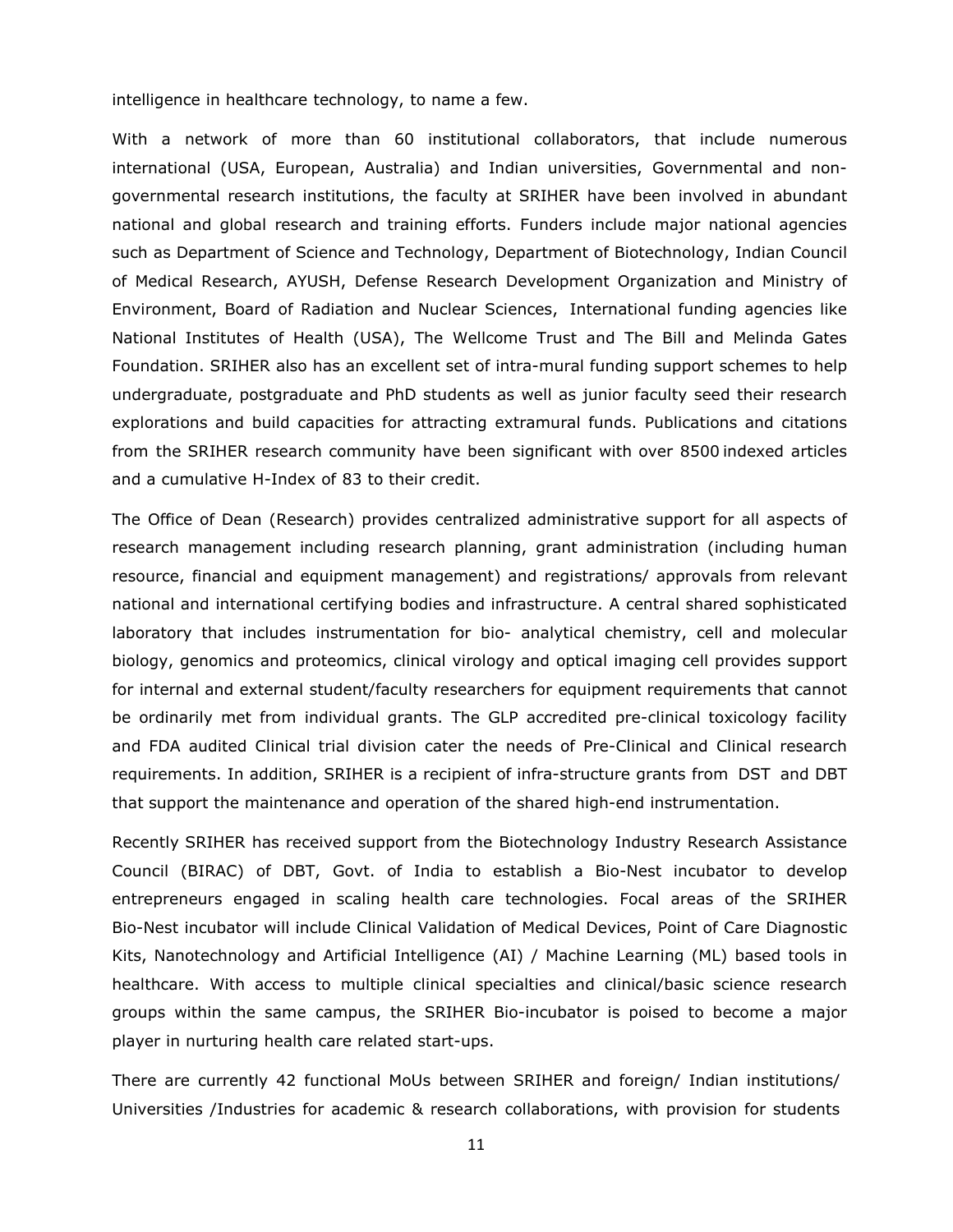intelligence in healthcare technology, to name a few.

With a network of more than 60 institutional collaborators, that include numerous international (USA, European, Australia) and Indian universities, Governmental and non-governmental research institutions, the faculty at SRIHER have been involved in abundant national and global research and training efforts. Funders include major national agencies such as Department of Science and Technology, Department of Biotechnology, Indian Council of Medical Research, AYUSH, Defense Research Development Organization and Ministry of Environment, Board of Radiation and Nuclear Sciences, International funding agencies like National Institutes of Health (USA), The Wellcome Trust and The Bill and Melinda Gates Foundation. SRIHER also has an excellent set of intra-mural funding support schemes to help undergraduate, postgraduate and PhD students as well as junior faculty seed their research explorations and build capacities for attracting extramural funds. Publications and citations from the SRIHER research community have been significant with over 8500 indexed articles and a cumulative H-Index of 83 to their credit.

The Office of Dean (Research) provides centralized administrative support for all aspects of research management including research planning, grant administration (including human resource, financial and equipment management) and registrations/ approvals from relevant national and international certifying bodies and infrastructure. A central shared sophisticated laboratory that includes instrumentation for bio- analytical chemistry, cell and molecular biology, genomics and proteomics, clinical virology and optical imaging cell provides support for internal and external student/faculty researchers for equipment requirements that cannot be ordinarily met from individual grants. The GLP accredited pre-clinical toxicology facility and FDA audited Clinical trial division cater the needs of Pre-Clinical and Clinical research requirements. In addition, SRIHER is a recipient of infra-structure grants from DST and DBT that support the maintenance and operation of the shared high-end instrumentation.

Recently SRIHER has received support from the Biotechnology Industry Research Assistance Council (BIRAC) of DBT, Govt. of India to establish a Bio-Nest incubator to develop entrepreneurs engaged in scaling health care technologies. Focal areas of the SRIHER Bio-Nest incubator will include Clinical Validation of Medical Devices, Point of Care Diagnostic Kits, Nanotechnology and Artificial Intelligence (AI) / Machine Learning (ML) based tools in healthcare. With access to multiple clinical specialties and clinical/basic science research groups within the same campus, the SRIHER Bio-incubator is poised to become a major player in nurturing health care related start-ups.

There are currently 42 functional MoUs between SRIHER and foreign/ Indian institutions/ Universities /Industries for academic & research collaborations, with provision for students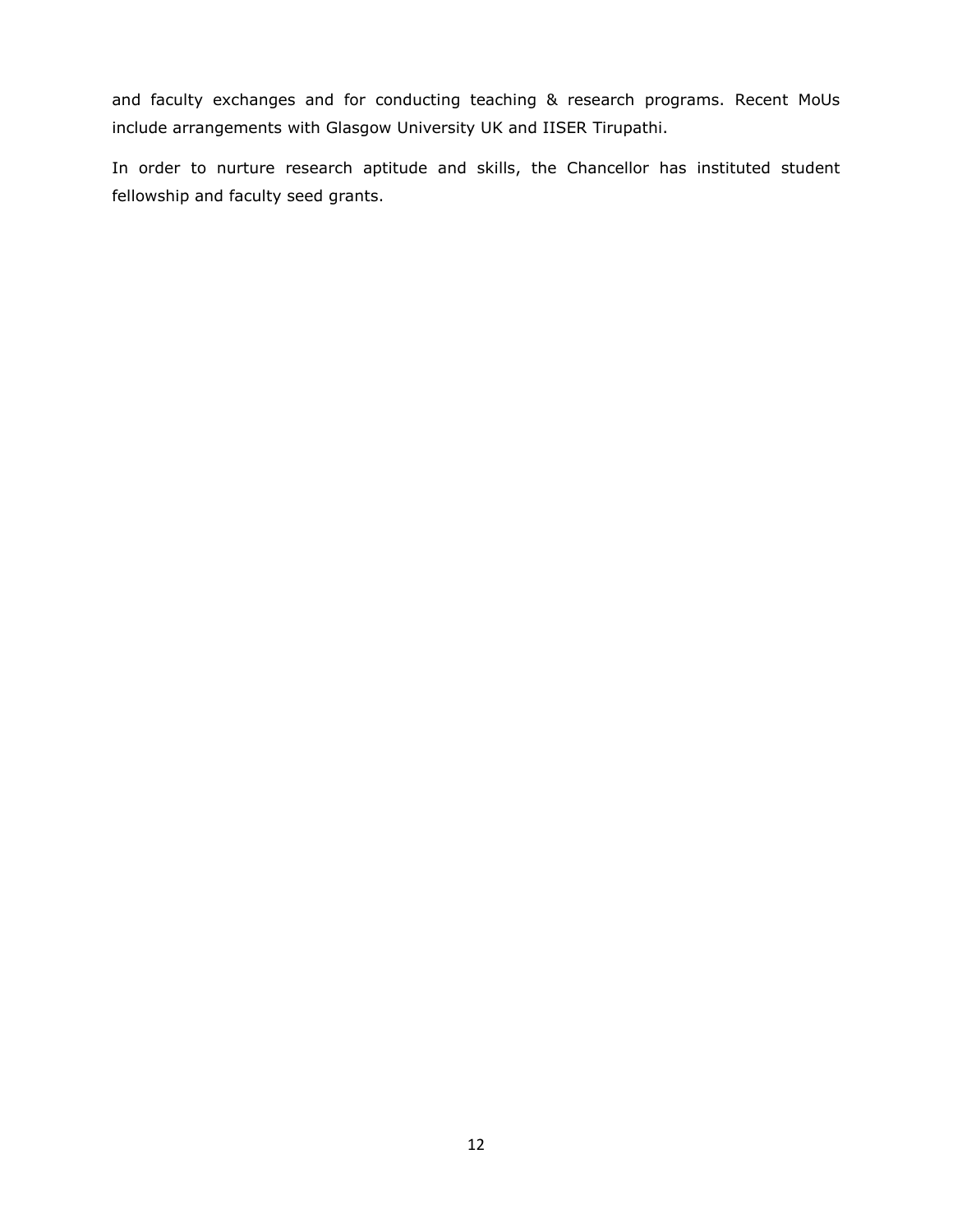and faculty exchanges and for conducting teaching & research programs. Recent MoUs include arrangements with Glasgow University UK and IISER Tirupathi.

In order to nurture research aptitude and skills, the Chancellor has instituted student fellowship and faculty seed grants.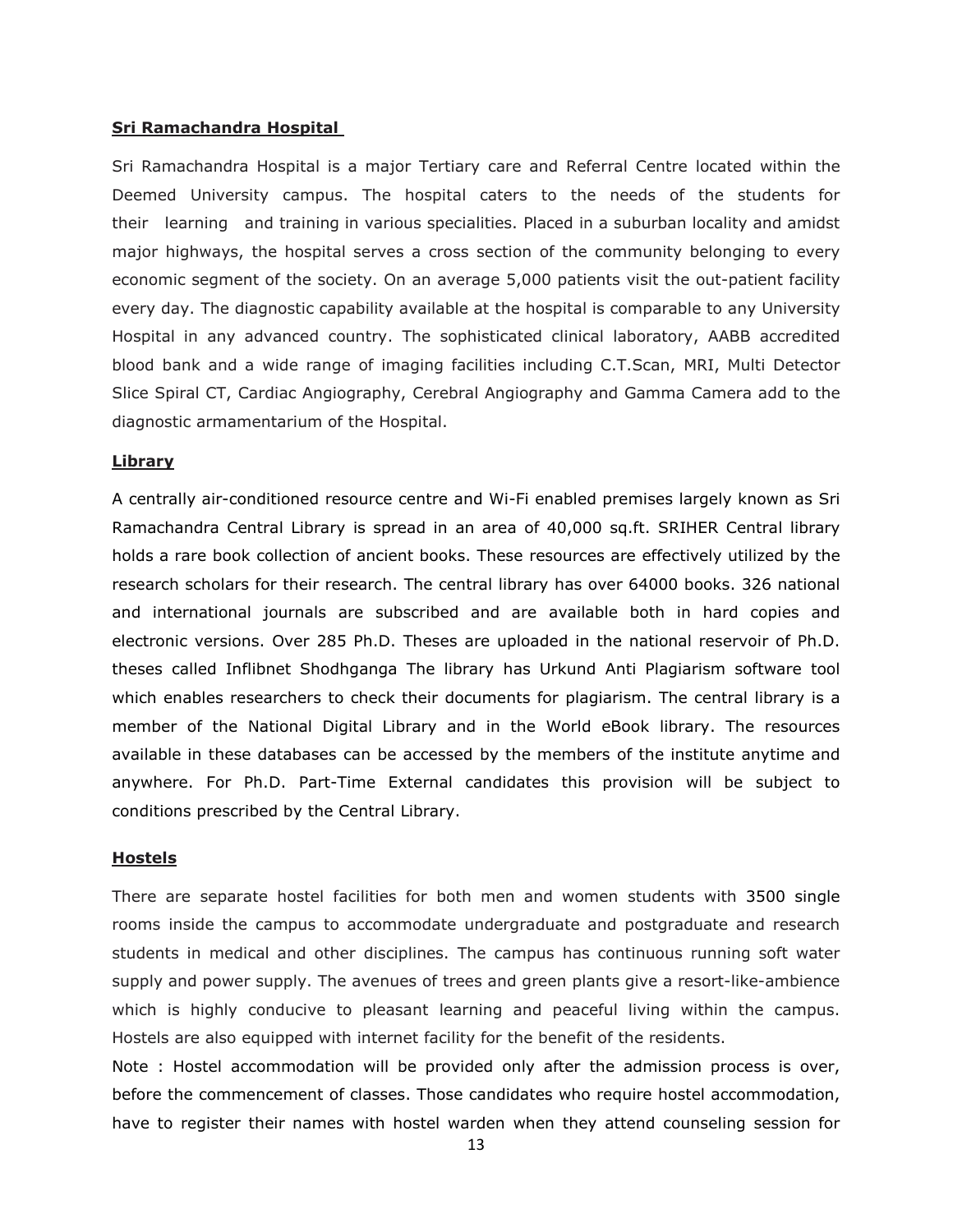## Sri Ramachandra Hospital

Sri Ramachandra Hospital is a major Tertiary care and Referral Centre located within the Deemed University campus. The hospital caters to the needs of the students for their learning and training in various specialities. Placed in a suburban locality and amidst major highways, the hospital serves a cross section of the community belonging to every economic segment of the society. On an average 5,000 patients visit the out-patient facility every day. The diagnostic capability available at the hospital is comparable to any University Hospital in any advanced country. The sophisticated clinical laboratory, AABB accredited blood bank and a wide range of imaging facilities including C.T.Scan, MRI, Multi Detector Slice Spiral CT, Cardiac Angiography, Cerebral Angiography and Gamma Camera add to the diagnostic armamentarium of the Hospital.

## Library

A centrally air-conditioned resource centre and Wi-Fi enabled premises largely known as Sri Ramachandra Central Library is spread in an area of 40,000 sq.ft. SRIHER Central library holds a rare book collection of ancient books. These resources are effectively utilized by the research scholars for their research. The central library has over 64000 books. 326 national and international journals are subscribed and are available both in hard copies and electronic versions. Over 285 Ph.D. Theses are uploaded in the national reservoir of Ph.D. theses called Inflibnet Shodhganga The library has Urkund Anti Plagiarism software tool which enables researchers to check their documents for plagiarism. The central library is a member of the National Digital Library and in the World eBook library. The resources available in these databases can be accessed by the members of the institute anytime and anywhere. For Ph.D. Part-Time External candidates this provision will be subject to conditions prescribed by the Central Library.

## Hostels

There are separate hostel facilities for both men and women students with 3500 single rooms inside the campus to accommodate undergraduate and postgraduate and research students in medical and other disciplines. The campus has continuous running soft water supply and power supply. The avenues of trees and green plants give a resort-like-ambience which is highly conducive to pleasant learning and peaceful living within the campus. Hostels are also equipped with internet facility for the benefit of the residents.

Note : Hostel accommodation will be provided only after the admission process is over, before the commencement of classes. Those candidates who require hostel accommodation, have to register their names with hostel warden when they attend counseling session for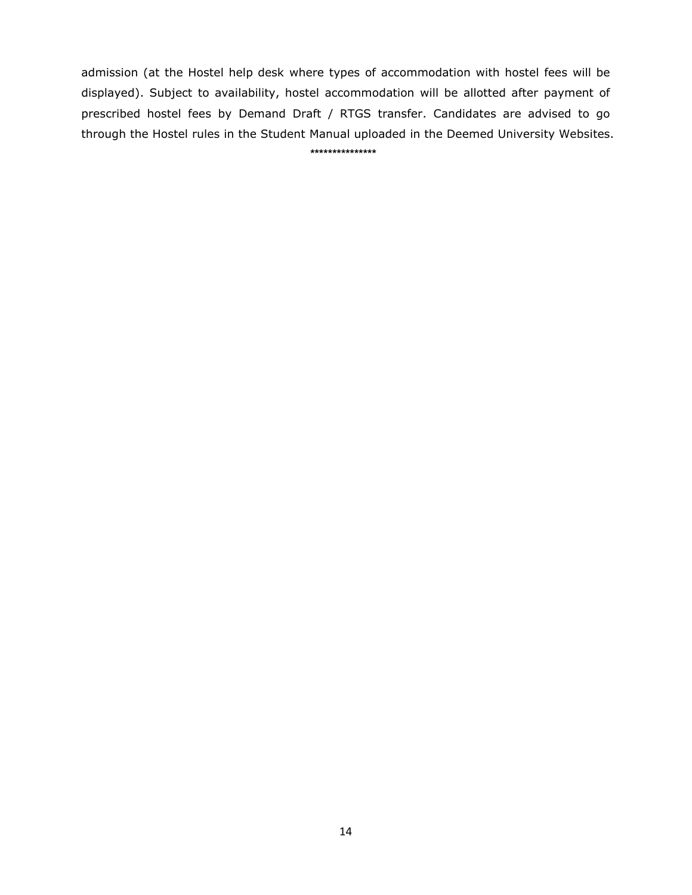admission (at the Hostel help desk where types of accommodation with hostel fees will be displayed). Subject to availability, hostel accommodation will be allotted after payment of prescribed hostel fees by Demand Draft / RTGS transfer. Candidates are advised to go through the Hostel rules in the Student Manual uploaded in the Deemed University Websites.

***************